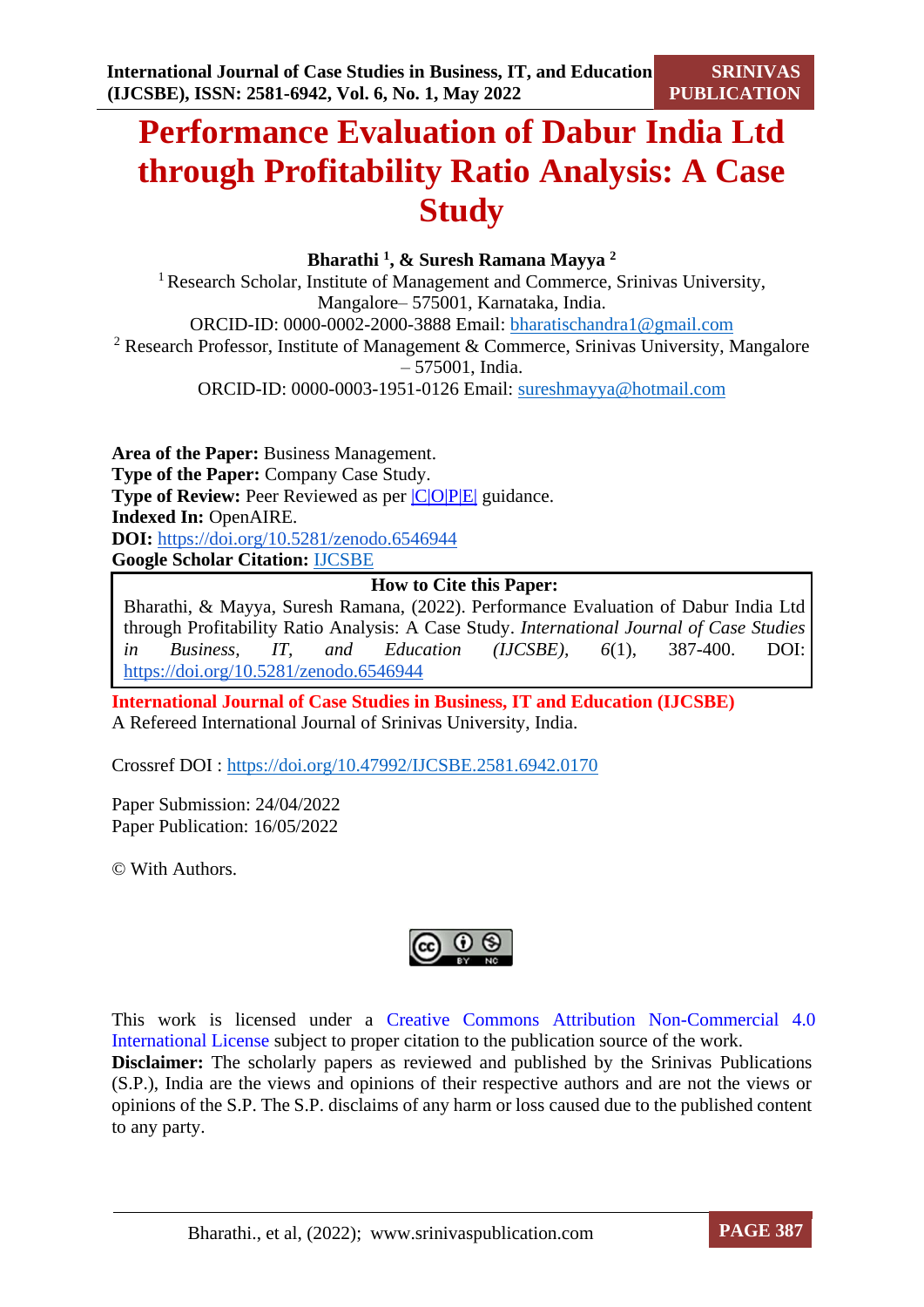# Performance Evaluation of Dabur India Ltd through Profitability Ratio Analysis: A Case Study

**Bharathi [1], & Suresh Ramana Mayya [2]**

[1] Research Scholar, Institute of Management and Commerce, Srinivas University, Mangalore– 575001, Karnataka, India.
ORCID-ID: 0000-0002-2000-3888 Email: bharatischandra1@gmail.com

[2] Research Professor, Institute of Management & Commerce, Srinivas University, Mangalore – 575001, India.
ORCID-ID: 0000-0003-1951-0126 Email: sureshmayya@hotmail.com

**Area of the Paper:** Business Management.
**Type of the Paper:** Company Case Study.
**Type of Review:** Peer Reviewed as per |C|O|P|E| guidance.
**Indexed In:** OpenAIRE.
**DOI:** https://doi.org/10.5281/zenodo.6546944
**Google Scholar Citation:** IJCSBE

**How to Cite this Paper:**
Bharathi, & Mayya, Suresh Ramana, (2022). Performance Evaluation of Dabur India Ltd through Profitability Ratio Analysis: A Case Study. *International Journal of Case Studies in Business, IT, and Education (IJCSBE)*, *6*(1), 387-400. DOI: https://doi.org/10.5281/zenodo.6546944

**International Journal of Case Studies in Business, IT and Education (IJCSBE)**
A Refereed International Journal of Srinivas University, India.

Crossref DOI : https://doi.org/10.47992/IJCSBE.2581.6942.0170

Paper Submission: 24/04/2022
Paper Publication: 16/05/2022

© With Authors.

This work is licensed under a Creative Commons Attribution Non-Commercial 4.0 International License subject to proper citation to the publication source of the work.
**Disclaimer:** The scholarly papers as reviewed and published by the Srinivas Publications (S.P.), India are the views and opinions of their respective authors and are not the views or opinions of the S.P. The S.P. disclaims of any harm or loss caused due to the published content to any party.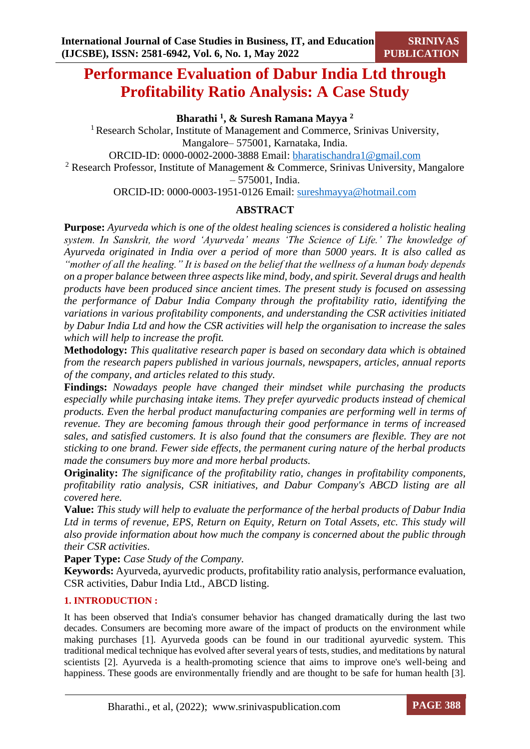# Performance Evaluation of Dabur India Ltd through Profitability Ratio Analysis: A Case Study

**Bharathi [1], & Suresh Ramana Mayya [2]**

[1] Research Scholar, Institute of Management and Commerce, Srinivas University, Mangalore– 575001, Karnataka, India.
ORCID-ID: 0000-0002-2000-3888 Email: bharatischandra1@gmail.com

[2] Research Professor, Institute of Management & Commerce, Srinivas University, Mangalore – 575001, India.
ORCID-ID: 0000-0003-1951-0126 Email: sureshmayya@hotmail.com

## ABSTRACT

**Purpose:** *Ayurveda which is one of the oldest healing sciences is considered a holistic healing system. In Sanskrit, the word 'Ayurveda' means 'The Science of Life.' The knowledge of Ayurveda originated in India over a period of more than 5000 years. It is also called as "mother of all the healing." It is based on the belief that the wellness of a human body depends on a proper balance between three aspects like mind, body, and spirit. Several drugs and health products have been produced since ancient times. The present study is focused on assessing the performance of Dabur India Company through the profitability ratio, identifying the variations in various profitability components, and understanding the CSR activities initiated by Dabur India Ltd and how the CSR activities will help the organisation to increase the sales which will help to increase the profit.*

**Methodology:** *This qualitative research paper is based on secondary data which is obtained from the research papers published in various journals, newspapers, articles, annual reports of the company, and articles related to this study.*

**Findings:** *Nowadays people have changed their mindset while purchasing the products especially while purchasing intake items. They prefer ayurvedic products instead of chemical products. Even the herbal product manufacturing companies are performing well in terms of revenue. They are becoming famous through their good performance in terms of increased sales, and satisfied customers. It is also found that the consumers are flexible. They are not sticking to one brand. Fewer side effects, the permanent curing nature of the herbal products made the consumers buy more and more herbal products.*

**Originality:** *The significance of the profitability ratio, changes in profitability components, profitability ratio analysis, CSR initiatives, and Dabur Company's ABCD listing are all covered here.*

**Value:** *This study will help to evaluate the performance of the herbal products of Dabur India Ltd in terms of revenue, EPS, Return on Equity, Return on Total Assets, etc. This study will also provide information about how much the company is concerned about the public through their CSR activities.*

**Paper Type:** *Case Study of the Company.*

**Keywords:** Ayurveda, ayurvedic products, profitability ratio analysis, performance evaluation, CSR activities, Dabur India Ltd., ABCD listing.

## 1. INTRODUCTION :

It has been observed that India's consumer behavior has changed dramatically during the last two decades. Consumers are becoming more aware of the impact of products on the environment while making purchases [1]. Ayurveda goods can be found in our traditional ayurvedic system. This traditional medical technique has evolved after several years of tests, studies, and meditations by natural scientists [2]. Ayurveda is a health-promoting science that aims to improve one's well-being and happiness. These goods are environmentally friendly and are thought to be safe for human health [3].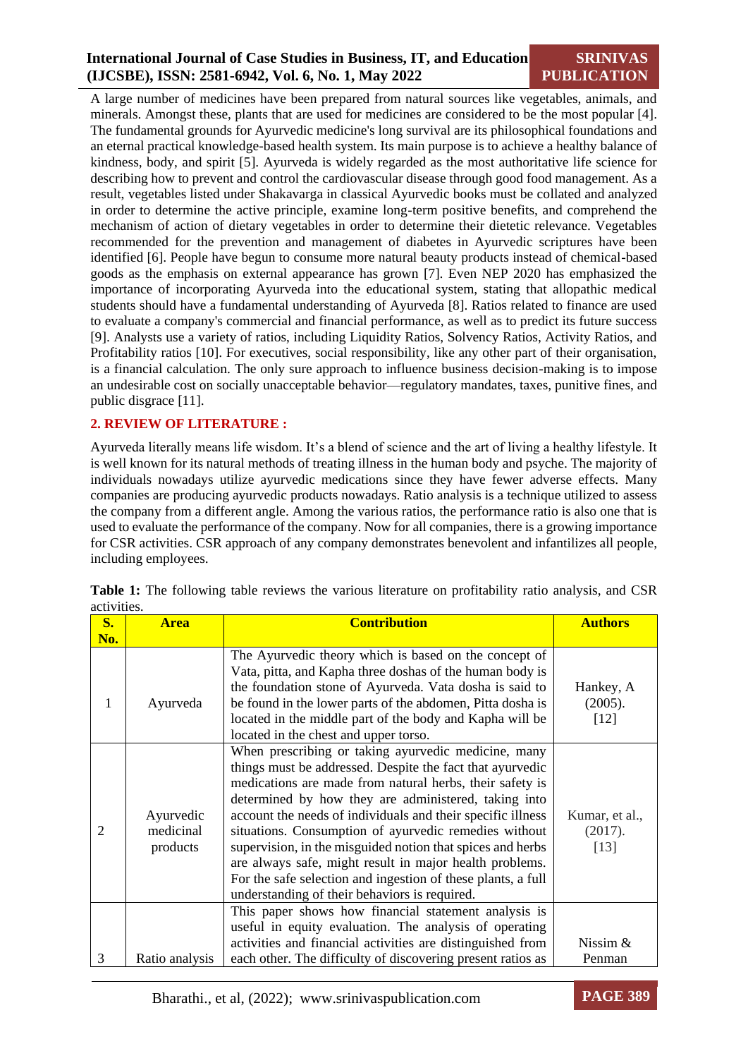A large number of medicines have been prepared from natural sources like vegetables, animals, and minerals. Amongst these, plants that are used for medicines are considered to be the most popular [4]. The fundamental grounds for Ayurvedic medicine's long survival are its philosophical foundations and an eternal practical knowledge-based health system. Its main purpose is to achieve a healthy balance of kindness, body, and spirit [5]. Ayurveda is widely regarded as the most authoritative life science for describing how to prevent and control the cardiovascular disease through good food management. As a result, vegetables listed under Shakavarga in classical Ayurvedic books must be collated and analyzed in order to determine the active principle, examine long-term positive benefits, and comprehend the mechanism of action of dietary vegetables in order to determine their dietetic relevance. Vegetables recommended for the prevention and management of diabetes in Ayurvedic scriptures have been identified [6]. People have begun to consume more natural beauty products instead of chemical-based goods as the emphasis on external appearance has grown [7]. Even NEP 2020 has emphasized the importance of incorporating Ayurveda into the educational system, stating that allopathic medical students should have a fundamental understanding of Ayurveda [8]. Ratios related to finance are used to evaluate a company's commercial and financial performance, as well as to predict its future success [9]. Analysts use a variety of ratios, including Liquidity Ratios, Solvency Ratios, Activity Ratios, and Profitability ratios [10]. For executives, social responsibility, like any other part of their organisation, is a financial calculation. The only sure approach to influence business decision-making is to impose an undesirable cost on socially unacceptable behavior—regulatory mandates, taxes, punitive fines, and public disgrace [11].

## 2. REVIEW OF LITERATURE :

Ayurveda literally means life wisdom. It's a blend of science and the art of living a healthy lifestyle. It is well known for its natural methods of treating illness in the human body and psyche. The majority of individuals nowadays utilize ayurvedic medications since they have fewer adverse effects. Many companies are producing ayurvedic products nowadays. Ratio analysis is a technique utilized to assess the company from a different angle. Among the various ratios, the performance ratio is also one that is used to evaluate the performance of the company. Now for all companies, there is a growing importance for CSR activities. CSR approach of any company demonstrates benevolent and infantilizes all people, including employees.

**Table 1:** The following table reviews the various literature on profitability ratio analysis, and CSR activities.

| S. No. | Area | Contribution | Authors |
|---|---|---|---|
| 1 | Ayurveda | The Ayurvedic theory which is based on the concept of Vata, pitta, and Kapha three doshas of the human body is the foundation stone of Ayurveda. Vata dosha is said to be found in the lower parts of the abdomen, Pitta dosha is located in the middle part of the body and Kapha will be located in the chest and upper torso. | Hankey, A (2005). [12] |
| 2 | Ayurvedic medicinal products | When prescribing or taking ayurvedic medicine, many things must be addressed. Despite the fact that ayurvedic medications are made from natural herbs, their safety is determined by how they are administered, taking into account the needs of individuals and their specific illness situations. Consumption of ayurvedic remedies without supervision, in the misguided notion that spices and herbs are always safe, might result in major health problems. For the safe selection and ingestion of these plants, a full understanding of their behaviors is required. | Kumar, et al., (2017). [13] |
| 3 | Ratio analysis | This paper shows how financial statement analysis is useful in equity evaluation. The analysis of operating activities and financial activities are distinguished from each other. The difficulty of discovering present ratios as | Nissim & Penman |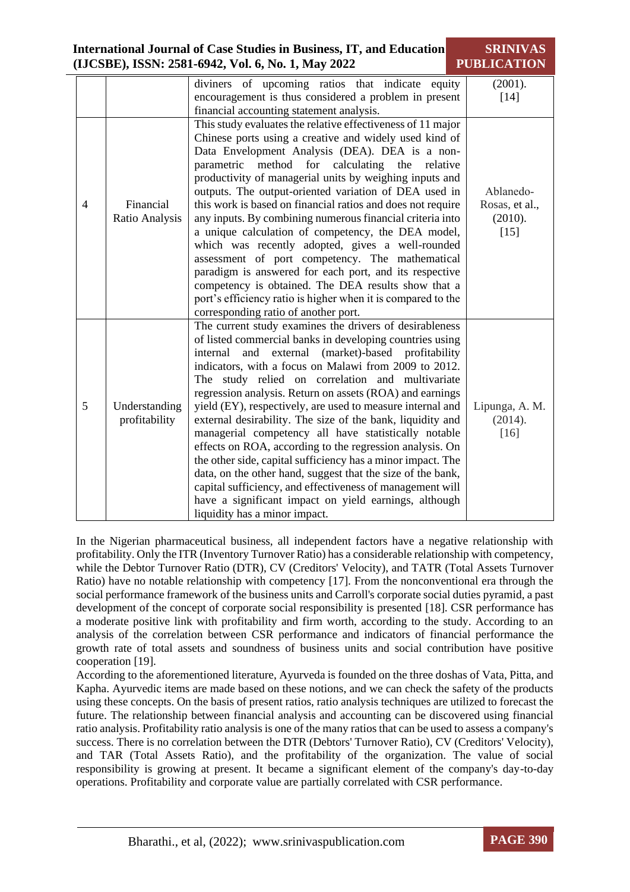| | | diviners of upcoming ratios that indicate equity encouragement is thus considered a problem in present financial accounting statement analysis. | (2001). [14] |
|---|---|---|---|
| 4 | Financial Ratio Analysis | This study evaluates the relative effectiveness of 11 major Chinese ports using a creative and widely used kind of Data Envelopment Analysis (DEA). DEA is a non-parametric method for calculating the relative productivity of managerial units by weighing inputs and outputs. The output-oriented variation of DEA used in this work is based on financial ratios and does not require any inputs. By combining numerous financial criteria into a unique calculation of competency, the DEA model, which was recently adopted, gives a well-rounded assessment of port competency. The mathematical paradigm is answered for each port, and its respective competency is obtained. The DEA results show that a port's efficiency ratio is higher when it is compared to the corresponding ratio of another port. | Ablanedo-Rosas, et al., (2010). [15] |
| 5 | Understanding profitability | The current study examines the drivers of desirableness of listed commercial banks in developing countries using internal and external (market)-based profitability indicators, with a focus on Malawi from 2009 to 2012. The study relied on correlation and multivariate regression analysis. Return on assets (ROA) and earnings yield (EY), respectively, are used to measure internal and external desirability. The size of the bank, liquidity and managerial competency all have statistically notable effects on ROA, according to the regression analysis. On the other side, capital sufficiency has a minor impact. The data, on the other hand, suggest that the size of the bank, capital sufficiency, and effectiveness of management will have a significant impact on yield earnings, although liquidity has a minor impact. | Lipunga, A. M. (2014). [16] |

In the Nigerian pharmaceutical business, all independent factors have a negative relationship with profitability. Only the ITR (Inventory Turnover Ratio) has a considerable relationship with competency, while the Debtor Turnover Ratio (DTR), CV (Creditors' Velocity), and TATR (Total Assets Turnover Ratio) have no notable relationship with competency [17]. From the nonconventional era through the social performance framework of the business units and Carroll's corporate social duties pyramid, a past development of the concept of corporate social responsibility is presented [18]. CSR performance has a moderate positive link with profitability and firm worth, according to the study. According to an analysis of the correlation between CSR performance and indicators of financial performance the growth rate of total assets and soundness of business units and social contribution have positive cooperation [19].

According to the aforementioned literature, Ayurveda is founded on the three doshas of Vata, Pitta, and Kapha. Ayurvedic items are made based on these notions, and we can check the safety of the products using these concepts. On the basis of present ratios, ratio analysis techniques are utilized to forecast the future. The relationship between financial analysis and accounting can be discovered using financial ratio analysis. Profitability ratio analysis is one of the many ratios that can be used to assess a company's success. There is no correlation between the DTR (Debtors' Turnover Ratio), CV (Creditors' Velocity), and TAR (Total Assets Ratio), and the profitability of the organization. The value of social responsibility is growing at present. It became a significant element of the company's day-to-day operations. Profitability and corporate value are partially correlated with CSR performance.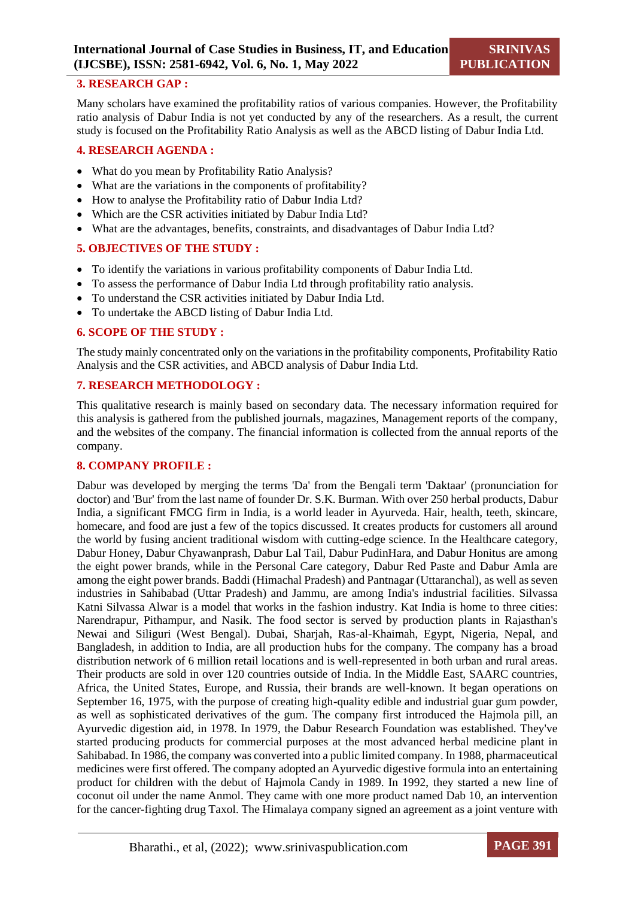## 3. RESEARCH GAP :

Many scholars have examined the profitability ratios of various companies. However, the Profitability ratio analysis of Dabur India is not yet conducted by any of the researchers. As a result, the current study is focused on the Profitability Ratio Analysis as well as the ABCD listing of Dabur India Ltd.

## 4. RESEARCH AGENDA :

- What do you mean by Profitability Ratio Analysis?
- What are the variations in the components of profitability?
- How to analyse the Profitability ratio of Dabur India Ltd?
- Which are the CSR activities initiated by Dabur India Ltd?
- What are the advantages, benefits, constraints, and disadvantages of Dabur India Ltd?

## 5. OBJECTIVES OF THE STUDY :

- To identify the variations in various profitability components of Dabur India Ltd.
- To assess the performance of Dabur India Ltd through profitability ratio analysis.
- To understand the CSR activities initiated by Dabur India Ltd.
- To undertake the ABCD listing of Dabur India Ltd.

## 6. SCOPE OF THE STUDY :

The study mainly concentrated only on the variations in the profitability components, Profitability Ratio Analysis and the CSR activities, and ABCD analysis of Dabur India Ltd.

## 7. RESEARCH METHODOLOGY :

This qualitative research is mainly based on secondary data. The necessary information required for this analysis is gathered from the published journals, magazines, Management reports of the company, and the websites of the company. The financial information is collected from the annual reports of the company.

## 8. COMPANY PROFILE :

Dabur was developed by merging the terms 'Da' from the Bengali term 'Daktaar' (pronunciation for doctor) and 'Bur' from the last name of founder Dr. S.K. Burman. With over 250 herbal products, Dabur India, a significant FMCG firm in India, is a world leader in Ayurveda. Hair, health, teeth, skincare, homecare, and food are just a few of the topics discussed. It creates products for customers all around the world by fusing ancient traditional wisdom with cutting-edge science. In the Healthcare category, Dabur Honey, Dabur Chyawanprash, Dabur Lal Tail, Dabur PudinHara, and Dabur Honitus are among the eight power brands, while in the Personal Care category, Dabur Red Paste and Dabur Amla are among the eight power brands. Baddi (Himachal Pradesh) and Pantnagar (Uttaranchal), as well as seven industries in Sahibabad (Uttar Pradesh) and Jammu, are among India's industrial facilities. Silvassa Katni Silvassa Alwar is a model that works in the fashion industry. Kat India is home to three cities: Narendrapur, Pithampur, and Nasik. The food sector is served by production plants in Rajasthan's Newai and Siliguri (West Bengal). Dubai, Sharjah, Ras-al-Khaimah, Egypt, Nigeria, Nepal, and Bangladesh, in addition to India, are all production hubs for the company. The company has a broad distribution network of 6 million retail locations and is well-represented in both urban and rural areas. Their products are sold in over 120 countries outside of India. In the Middle East, SAARC countries, Africa, the United States, Europe, and Russia, their brands are well-known. It began operations on September 16, 1975, with the purpose of creating high-quality edible and industrial guar gum powder, as well as sophisticated derivatives of the gum. The company first introduced the Hajmola pill, an Ayurvedic digestion aid, in 1978. In 1979, the Dabur Research Foundation was established. They've started producing products for commercial purposes at the most advanced herbal medicine plant in Sahibabad. In 1986, the company was converted into a public limited company. In 1988, pharmaceutical medicines were first offered. The company adopted an Ayurvedic digestive formula into an entertaining product for children with the debut of Hajmola Candy in 1989. In 1992, they started a new line of coconut oil under the name Anmol. They came with one more product named Dab 10, an intervention for the cancer-fighting drug Taxol. The Himalaya company signed an agreement as a joint venture with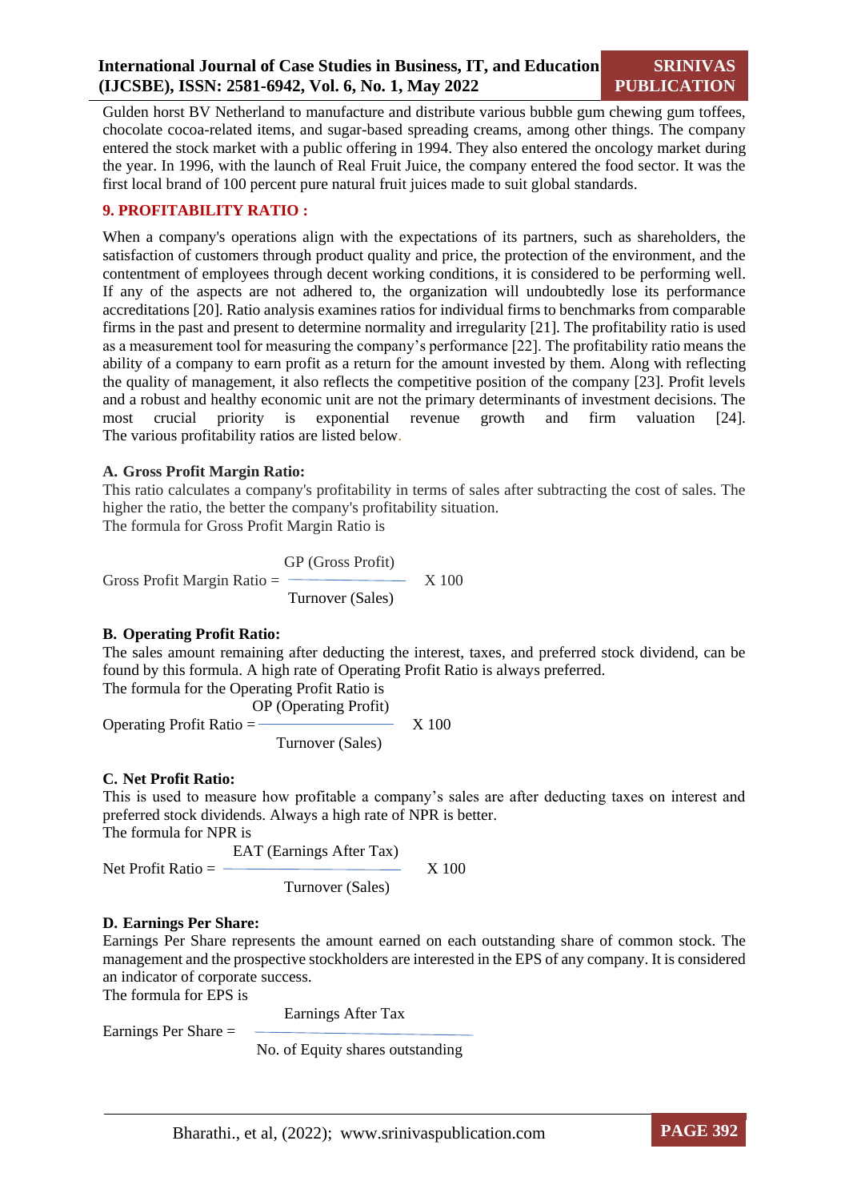Gulden horst BV Netherland to manufacture and distribute various bubble gum chewing gum toffees, chocolate cocoa-related items, and sugar-based spreading creams, among other things. The company entered the stock market with a public offering in 1994. They also entered the oncology market during the year. In 1996, with the launch of Real Fruit Juice, the company entered the food sector. It was the first local brand of 100 percent pure natural fruit juices made to suit global standards.

## 9. PROFITABILITY RATIO :

When a company's operations align with the expectations of its partners, such as shareholders, the satisfaction of customers through product quality and price, the protection of the environment, and the contentment of employees through decent working conditions, it is considered to be performing well. If any of the aspects are not adhered to, the organization will undoubtedly lose its performance accreditations [20]. Ratio analysis examines ratios for individual firms to benchmarks from comparable firms in the past and present to determine normality and irregularity [21]. The profitability ratio is used as a measurement tool for measuring the company's performance [22]. The profitability ratio means the ability of a company to earn profit as a return for the amount invested by them. Along with reflecting the quality of management, it also reflects the competitive position of the company [23]. Profit levels and a robust and healthy economic unit are not the primary determinants of investment decisions. The most crucial priority is exponential revenue growth and firm valuation [24]. The various profitability ratios are listed below.

### A. Gross Profit Margin Ratio:

This ratio calculates a company's profitability in terms of sales after subtracting the cost of sales. The higher the ratio, the better the company's profitability situation.
The formula for Gross Profit Margin Ratio is

$$\text{Gross Profit Margin Ratio} = \frac{\text{GP (Gross Profit)}}{\text{Turnover (Sales)}} \times 100$$

### B. Operating Profit Ratio:

The sales amount remaining after deducting the interest, taxes, and preferred stock dividend, can be found by this formula. A high rate of Operating Profit Ratio is always preferred.
The formula for the Operating Profit Ratio is

$$\text{Operating Profit Ratio} = \frac{\text{OP (Operating Profit)}}{\text{Turnover (Sales)}} \times 100$$

### C. Net Profit Ratio:

This is used to measure how profitable a company's sales are after deducting taxes on interest and preferred stock dividends. Always a high rate of NPR is better.
The formula for NPR is

$$\text{Net Profit Ratio} = \frac{\text{EAT (Earnings After Tax)}}{\text{Turnover (Sales)}} \times 100$$

### D. Earnings Per Share:

Earnings Per Share represents the amount earned on each outstanding share of common stock. The management and the prospective stockholders are interested in the EPS of any company. It is considered an indicator of corporate success.
The formula for EPS is

$$\text{Earnings Per Share} = \frac{\text{Earnings After Tax}}{\text{No. of Equity shares outstanding}}$$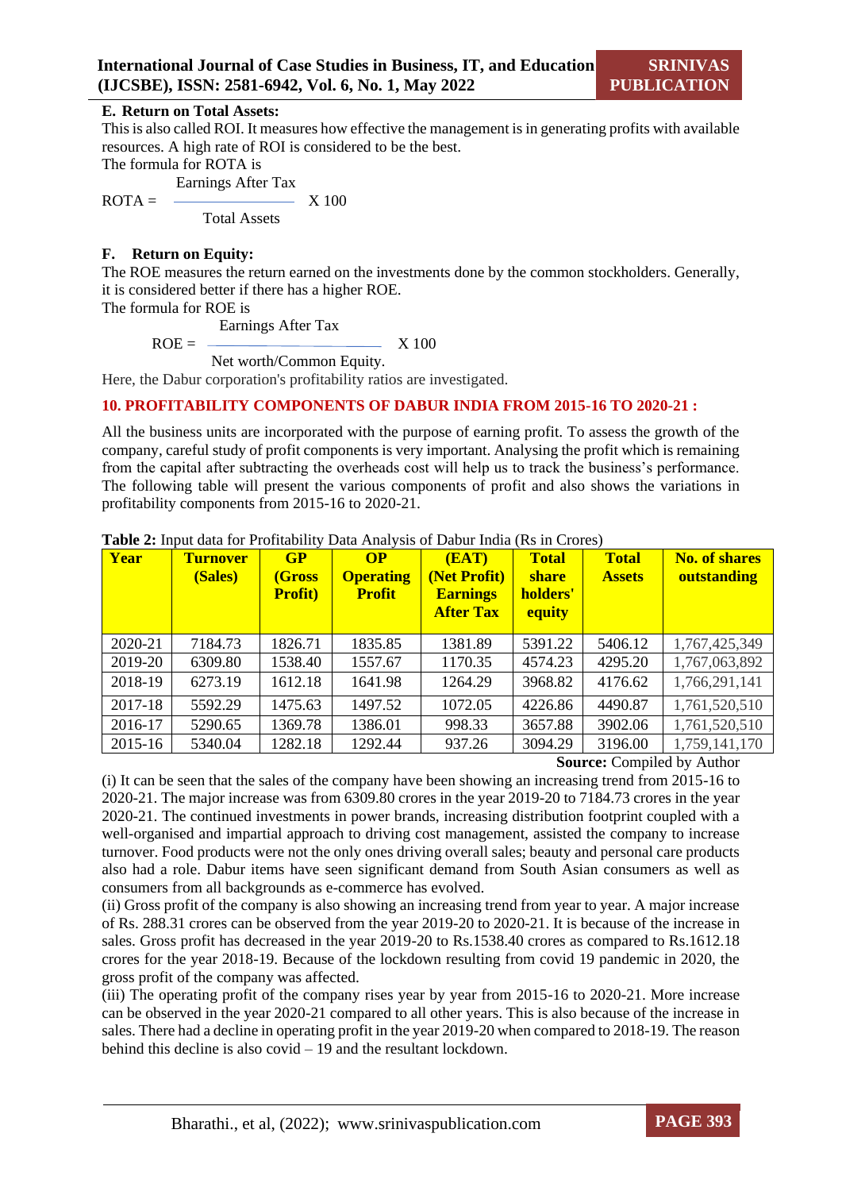**E. Return on Total Assets:**

This is also called ROI. It measures how effective the management is in generating profits with available resources. A high rate of ROI is considered to be the best.

The formula for ROTA is

$$\text{ROTA} = \frac{\text{Earnings After Tax}}{\text{Total Assets}} \times 100$$

**F. Return on Equity:**

The ROE measures the return earned on the investments done by the common stockholders. Generally, it is considered better if there has a higher ROE.

The formula for ROE is

$$\text{ROE} = \frac{\text{Earnings After Tax}}{\text{Net worth/Common Equity.}} \times 100$$

Here, the Dabur corporation's profitability ratios are investigated.

## 10. PROFITABILITY COMPONENTS OF DABUR INDIA FROM 2015-16 TO 2020-21 :

All the business units are incorporated with the purpose of earning profit. To assess the growth of the company, careful study of profit components is very important. Analysing the profit which is remaining from the capital after subtracting the overheads cost will help us to track the business's performance. The following table will present the various components of profit and also shows the variations in profitability components from 2015-16 to 2020-21.

**Table 2:** Input data for Profitability Data Analysis of Dabur India (Rs in Crores)

| Year | Turnover (Sales) | GP (Gross Profit) | OP Operating Profit | (EAT) (Net Profit) Earnings After Tax | Total share holders' equity | Total Assets | No. of shares outstanding |
|---|---|---|---|---|---|---|---|
| 2020-21 | 7184.73 | 1826.71 | 1835.85 | 1381.89 | 5391.22 | 5406.12 | 1,767,425,349 |
| 2019-20 | 6309.80 | 1538.40 | 1557.67 | 1170.35 | 4574.23 | 4295.20 | 1,767,063,892 |
| 2018-19 | 6273.19 | 1612.18 | 1641.98 | 1264.29 | 3968.82 | 4176.62 | 1,766,291,141 |
| 2017-18 | 5592.29 | 1475.63 | 1497.52 | 1072.05 | 4226.86 | 4490.87 | 1,761,520,510 |
| 2016-17 | 5290.65 | 1369.78 | 1386.01 | 998.33 | 3657.88 | 3902.06 | 1,761,520,510 |
| 2015-16 | 5340.04 | 1282.18 | 1292.44 | 937.26 | 3094.29 | 3196.00 | 1,759,141,170 |

**Source:** Compiled by Author

(i) It can be seen that the sales of the company have been showing an increasing trend from 2015-16 to 2020-21. The major increase was from 6309.80 crores in the year 2019-20 to 7184.73 crores in the year 2020-21. The continued investments in power brands, increasing distribution footprint coupled with a well-organised and impartial approach to driving cost management, assisted the company to increase turnover. Food products were not the only ones driving overall sales; beauty and personal care products also had a role. Dabur items have seen significant demand from South Asian consumers as well as consumers from all backgrounds as e-commerce has evolved.

(ii) Gross profit of the company is also showing an increasing trend from year to year. A major increase of Rs. 288.31 crores can be observed from the year 2019-20 to 2020-21. It is because of the increase in sales. Gross profit has decreased in the year 2019-20 to Rs.1538.40 crores as compared to Rs.1612.18 crores for the year 2018-19. Because of the lockdown resulting from covid 19 pandemic in 2020, the gross profit of the company was affected.

(iii) The operating profit of the company rises year by year from 2015-16 to 2020-21. More increase can be observed in the year 2020-21 compared to all other years. This is also because of the increase in sales. There had a decline in operating profit in the year 2019-20 when compared to 2018-19. The reason behind this decline is also covid – 19 and the resultant lockdown.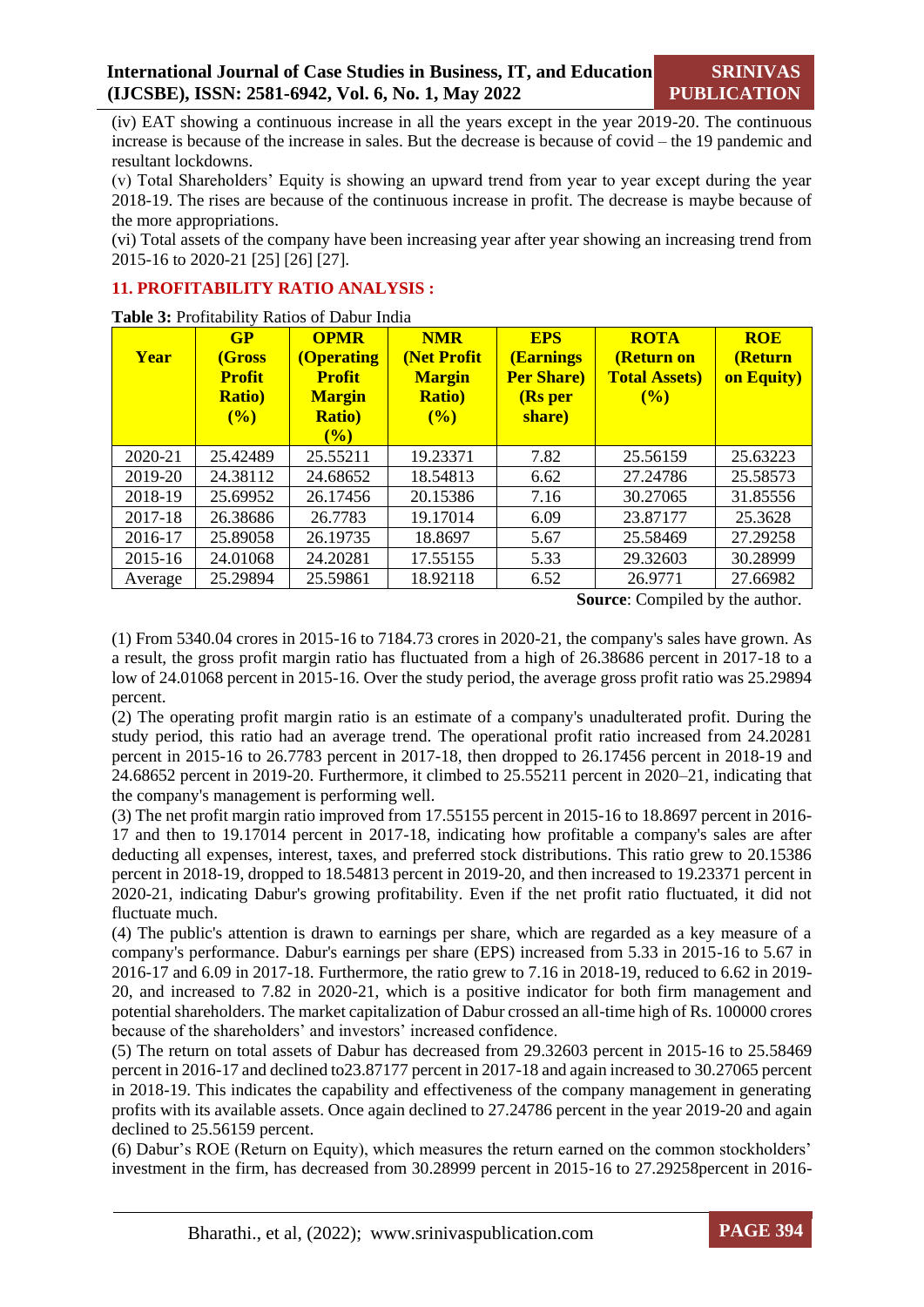(iv) EAT showing a continuous increase in all the years except in the year 2019-20. The continuous increase is because of the increase in sales. But the decrease is because of covid – the 19 pandemic and resultant lockdowns.

(v) Total Shareholders' Equity is showing an upward trend from year to year except during the year 2018-19. The rises are because of the continuous increase in profit. The decrease is maybe because of the more appropriations.

(vi) Total assets of the company have been increasing year after year showing an increasing trend from 2015-16 to 2020-21 [25] [26] [27].

## 11. PROFITABILITY RATIO ANALYSIS :

**Table 3:** Profitability Ratios of Dabur India

| Year | GP (Gross Profit Ratio) (%) | OPMR (Operating Profit Margin Ratio) (%) | NMR (Net Profit Margin Ratio) (%) | EPS (Earnings Per Share) (Rs per share) | ROTA (Return on Total Assets) (%) | ROE (Return on Equity) |
|---|---|---|---|---|---|---|
| 2020-21 | 25.42489 | 25.55211 | 19.23371 | 7.82 | 25.56159 | 25.63223 |
| 2019-20 | 24.38112 | 24.68652 | 18.54813 | 6.62 | 27.24786 | 25.58573 |
| 2018-19 | 25.69952 | 26.17456 | 20.15386 | 7.16 | 30.27065 | 31.85556 |
| 2017-18 | 26.38686 | 26.7783 | 19.17014 | 6.09 | 23.87177 | 25.3628 |
| 2016-17 | 25.89058 | 26.19735 | 18.8697 | 5.67 | 25.58469 | 27.29258 |
| 2015-16 | 24.01068 | 24.20281 | 17.55155 | 5.33 | 29.32603 | 30.28999 |
| Average | 25.29894 | 25.59861 | 18.92118 | 6.52 | 26.9771 | 27.66982 |

**Source**: Compiled by the author.

(1) From 5340.04 crores in 2015-16 to 7184.73 crores in 2020-21, the company's sales have grown. As a result, the gross profit margin ratio has fluctuated from a high of 26.38686 percent in 2017-18 to a low of 24.01068 percent in 2015-16. Over the study period, the average gross profit ratio was 25.29894 percent.

(2) The operating profit margin ratio is an estimate of a company's unadulterated profit. During the study period, this ratio had an average trend. The operational profit ratio increased from 24.20281 percent in 2015-16 to 26.7783 percent in 2017-18, then dropped to 26.17456 percent in 2018-19 and 24.68652 percent in 2019-20. Furthermore, it climbed to 25.55211 percent in 2020–21, indicating that the company's management is performing well.

(3) The net profit margin ratio improved from 17.55155 percent in 2015-16 to 18.8697 percent in 2016-17 and then to 19.17014 percent in 2017-18, indicating how profitable a company's sales are after deducting all expenses, interest, taxes, and preferred stock distributions. This ratio grew to 20.15386 percent in 2018-19, dropped to 18.54813 percent in 2019-20, and then increased to 19.23371 percent in 2020-21, indicating Dabur's growing profitability. Even if the net profit ratio fluctuated, it did not fluctuate much.

(4) The public's attention is drawn to earnings per share, which are regarded as a key measure of a company's performance. Dabur's earnings per share (EPS) increased from 5.33 in 2015-16 to 5.67 in 2016-17 and 6.09 in 2017-18. Furthermore, the ratio grew to 7.16 in 2018-19, reduced to 6.62 in 2019-20, and increased to 7.82 in 2020-21, which is a positive indicator for both firm management and potential shareholders. The market capitalization of Dabur crossed an all-time high of Rs. 100000 crores because of the shareholders' and investors' increased confidence.

(5) The return on total assets of Dabur has decreased from 29.32603 percent in 2015-16 to 25.58469 percent in 2016-17 and declined to23.87177 percent in 2017-18 and again increased to 30.27065 percent in 2018-19. This indicates the capability and effectiveness of the company management in generating profits with its available assets. Once again declined to 27.24786 percent in the year 2019-20 and again declined to 25.56159 percent.

(6) Dabur's ROE (Return on Equity), which measures the return earned on the common stockholders' investment in the firm, has decreased from 30.28999 percent in 2015-16 to 27.29258percent in 2016-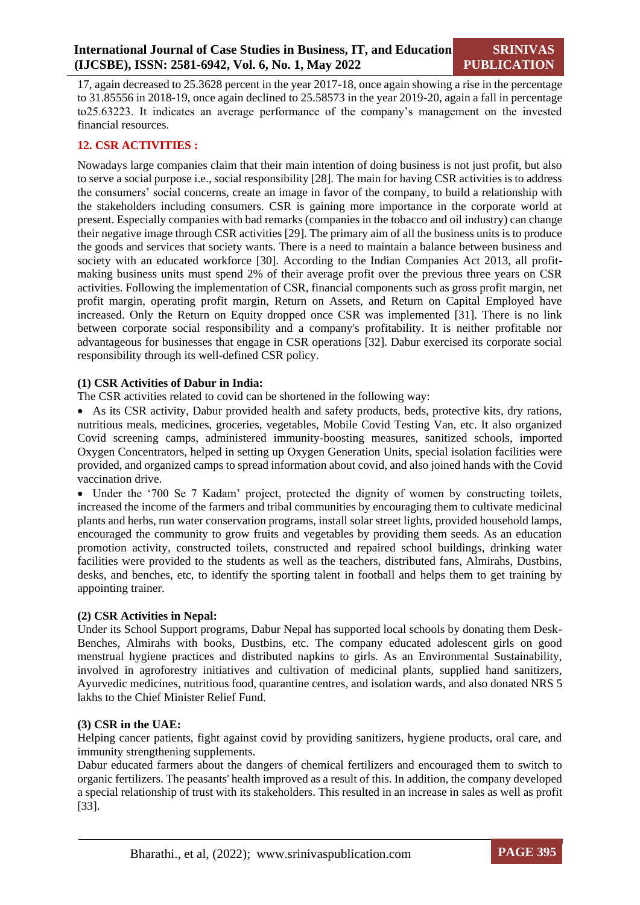17, again decreased to 25.3628 percent in the year 2017-18, once again showing a rise in the percentage to 31.85556 in 2018-19, once again declined to 25.58573 in the year 2019-20, again a fall in percentage to25.63223. It indicates an average performance of the company's management on the invested financial resources.

## 12. CSR ACTIVITIES :

Nowadays large companies claim that their main intention of doing business is not just profit, but also to serve a social purpose i.e., social responsibility [28]. The main for having CSR activities is to address the consumers' social concerns, create an image in favor of the company, to build a relationship with the stakeholders including consumers. CSR is gaining more importance in the corporate world at present. Especially companies with bad remarks (companies in the tobacco and oil industry) can change their negative image through CSR activities [29]. The primary aim of all the business units is to produce the goods and services that society wants. There is a need to maintain a balance between business and society with an educated workforce [30]. According to the Indian Companies Act 2013, all profit-making business units must spend 2% of their average profit over the previous three years on CSR activities. Following the implementation of CSR, financial components such as gross profit margin, net profit margin, operating profit margin, Return on Assets, and Return on Capital Employed have increased. Only the Return on Equity dropped once CSR was implemented [31]. There is no link between corporate social responsibility and a company's profitability. It is neither profitable nor advantageous for businesses that engage in CSR operations [32]. Dabur exercised its corporate social responsibility through its well-defined CSR policy.

**(1) CSR Activities of Dabur in India:**

The CSR activities related to covid can be shortened in the following way:

- As its CSR activity, Dabur provided health and safety products, beds, protective kits, dry rations, nutritious meals, medicines, groceries, vegetables, Mobile Covid Testing Van, etc. It also organized Covid screening camps, administered immunity-boosting measures, sanitized schools, imported Oxygen Concentrators, helped in setting up Oxygen Generation Units, special isolation facilities were provided, and organized camps to spread information about covid, and also joined hands with the Covid vaccination drive.
- Under the '700 Se 7 Kadam' project, protected the dignity of women by constructing toilets, increased the income of the farmers and tribal communities by encouraging them to cultivate medicinal plants and herbs, run water conservation programs, install solar street lights, provided household lamps, encouraged the community to grow fruits and vegetables by providing them seeds. As an education promotion activity, constructed toilets, constructed and repaired school buildings, drinking water facilities were provided to the students as well as the teachers, distributed fans, Almirahs, Dustbins, desks, and benches, etc, to identify the sporting talent in football and helps them to get training by appointing trainer.

**(2) CSR Activities in Nepal:**

Under its School Support programs, Dabur Nepal has supported local schools by donating them Desk-Benches, Almirahs with books, Dustbins, etc. The company educated adolescent girls on good menstrual hygiene practices and distributed napkins to girls. As an Environmental Sustainability, involved in agroforestry initiatives and cultivation of medicinal plants, supplied hand sanitizers, Ayurvedic medicines, nutritious food, quarantine centres, and isolation wards, and also donated NRS 5 lakhs to the Chief Minister Relief Fund.

**(3) CSR in the UAE:**

Helping cancer patients, fight against covid by providing sanitizers, hygiene products, oral care, and immunity strengthening supplements.

Dabur educated farmers about the dangers of chemical fertilizers and encouraged them to switch to organic fertilizers. The peasants' health improved as a result of this. In addition, the company developed a special relationship of trust with its stakeholders. This resulted in an increase in sales as well as profit [33].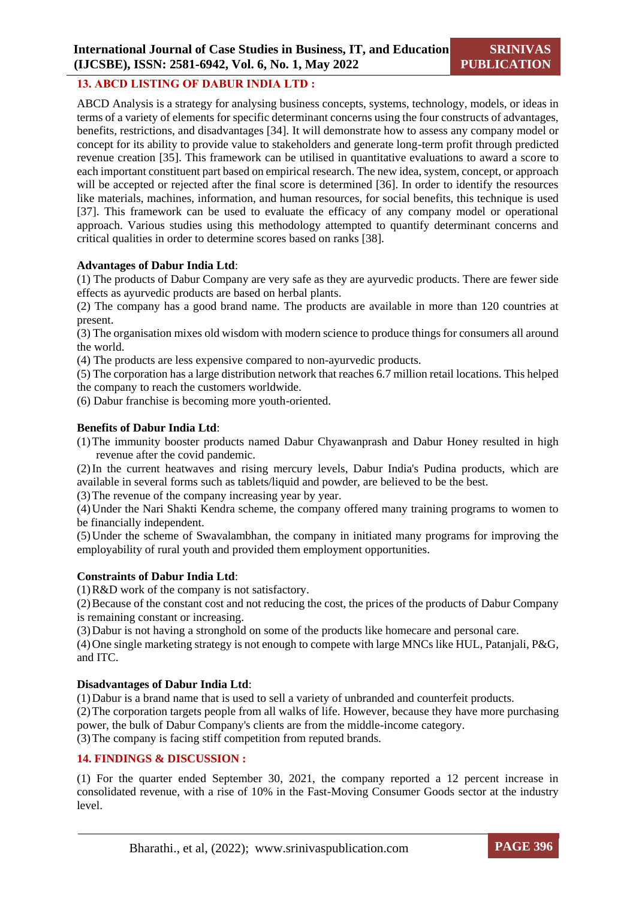## 13. ABCD LISTING OF DABUR INDIA LTD :

ABCD Analysis is a strategy for analysing business concepts, systems, technology, models, or ideas in terms of a variety of elements for specific determinant concerns using the four constructs of advantages, benefits, restrictions, and disadvantages [34]. It will demonstrate how to assess any company model or concept for its ability to provide value to stakeholders and generate long-term profit through predicted revenue creation [35]. This framework can be utilised in quantitative evaluations to award a score to each important constituent part based on empirical research. The new idea, system, concept, or approach will be accepted or rejected after the final score is determined [36]. In order to identify the resources like materials, machines, information, and human resources, for social benefits, this technique is used [37]. This framework can be used to evaluate the efficacy of any company model or operational approach. Various studies using this methodology attempted to quantify determinant concerns and critical qualities in order to determine scores based on ranks [38].

**Advantages of Dabur India Ltd**:

(1) The products of Dabur Company are very safe as they are ayurvedic products. There are fewer side effects as ayurvedic products are based on herbal plants.

(2) The company has a good brand name. The products are available in more than 120 countries at present.

(3) The organisation mixes old wisdom with modern science to produce things for consumers all around the world.

(4) The products are less expensive compared to non-ayurvedic products.

(5) The corporation has a large distribution network that reaches 6.7 million retail locations. This helped the company to reach the customers worldwide.

(6) Dabur franchise is becoming more youth-oriented.

**Benefits of Dabur India Ltd**:

(1) The immunity booster products named Dabur Chyawanprash and Dabur Honey resulted in high revenue after the covid pandemic.

(2) In the current heatwaves and rising mercury levels, Dabur India's Pudina products, which are available in several forms such as tablets/liquid and powder, are believed to be the best.

(3) The revenue of the company increasing year by year.

(4) Under the Nari Shakti Kendra scheme, the company offered many training programs to women to be financially independent.

(5) Under the scheme of Swavalambhan, the company in initiated many programs for improving the employability of rural youth and provided them employment opportunities.

**Constraints of Dabur India Ltd**:

(1) R&D work of the company is not satisfactory.

(2) Because of the constant cost and not reducing the cost, the prices of the products of Dabur Company is remaining constant or increasing.

(3) Dabur is not having a stronghold on some of the products like homecare and personal care.

(4) One single marketing strategy is not enough to compete with large MNCs like HUL, Patanjali, P&G, and ITC.

**Disadvantages of Dabur India Ltd**:

(1) Dabur is a brand name that is used to sell a variety of unbranded and counterfeit products.

(2) The corporation targets people from all walks of life. However, because they have more purchasing power, the bulk of Dabur Company's clients are from the middle-income category.

(3) The company is facing stiff competition from reputed brands.

## 14. FINDINGS & DISCUSSION :

(1) For the quarter ended September 30, 2021, the company reported a 12 percent increase in consolidated revenue, with a rise of 10% in the Fast-Moving Consumer Goods sector at the industry level.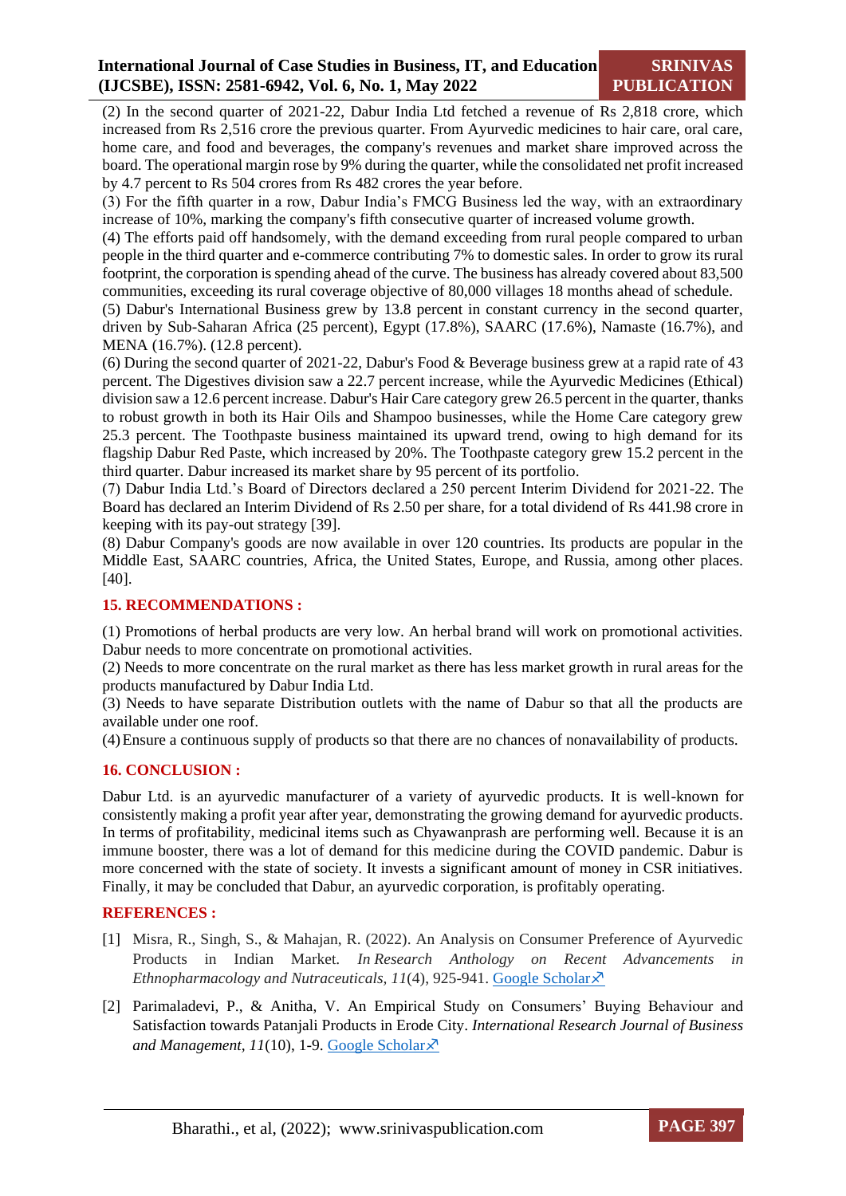(2) In the second quarter of 2021-22, Dabur India Ltd fetched a revenue of Rs 2,818 crore, which increased from Rs 2,516 crore the previous quarter. From Ayurvedic medicines to hair care, oral care, home care, and food and beverages, the company's revenues and market share improved across the board. The operational margin rose by 9% during the quarter, while the consolidated net profit increased by 4.7 percent to Rs 504 crores from Rs 482 crores the year before.

(3) For the fifth quarter in a row, Dabur India's FMCG Business led the way, with an extraordinary increase of 10%, marking the company's fifth consecutive quarter of increased volume growth.

(4) The efforts paid off handsomely, with the demand exceeding from rural people compared to urban people in the third quarter and e-commerce contributing 7% to domestic sales. In order to grow its rural footprint, the corporation is spending ahead of the curve. The business has already covered about 83,500 communities, exceeding its rural coverage objective of 80,000 villages 18 months ahead of schedule.

(5) Dabur's International Business grew by 13.8 percent in constant currency in the second quarter, driven by Sub-Saharan Africa (25 percent), Egypt (17.8%), SAARC (17.6%), Namaste (16.7%), and MENA (16.7%). (12.8 percent).

(6) During the second quarter of 2021-22, Dabur's Food & Beverage business grew at a rapid rate of 43 percent. The Digestives division saw a 22.7 percent increase, while the Ayurvedic Medicines (Ethical) division saw a 12.6 percent increase. Dabur's Hair Care category grew 26.5 percent in the quarter, thanks to robust growth in both its Hair Oils and Shampoo businesses, while the Home Care category grew 25.3 percent. The Toothpaste business maintained its upward trend, owing to high demand for its flagship Dabur Red Paste, which increased by 20%. The Toothpaste category grew 15.2 percent in the third quarter. Dabur increased its market share by 95 percent of its portfolio.

(7) Dabur India Ltd.'s Board of Directors declared a 250 percent Interim Dividend for 2021-22. The Board has declared an Interim Dividend of Rs 2.50 per share, for a total dividend of Rs 441.98 crore in keeping with its pay-out strategy [39].

(8) Dabur Company's goods are now available in over 120 countries. Its products are popular in the Middle East, SAARC countries, Africa, the United States, Europe, and Russia, among other places. [40].

## 15. RECOMMENDATIONS :

(1) Promotions of herbal products are very low. An herbal brand will work on promotional activities. Dabur needs to more concentrate on promotional activities.

(2) Needs to more concentrate on the rural market as there has less market growth in rural areas for the products manufactured by Dabur India Ltd.

(3) Needs to have separate Distribution outlets with the name of Dabur so that all the products are available under one roof.

(4) Ensure a continuous supply of products so that there are no chances of nonavailability of products.

## 16. CONCLUSION :

Dabur Ltd. is an ayurvedic manufacturer of a variety of ayurvedic products. It is well-known for consistently making a profit year after year, demonstrating the growing demand for ayurvedic products. In terms of profitability, medicinal items such as Chyawanprash are performing well. Because it is an immune booster, there was a lot of demand for this medicine during the COVID pandemic. Dabur is more concerned with the state of society. It invests a significant amount of money in CSR initiatives. Finally, it may be concluded that Dabur, an ayurvedic corporation, is profitably operating.

## REFERENCES :

[1] Misra, R., Singh, S., & Mahajan, R. (2022). An Analysis on Consumer Preference of Ayurvedic Products in Indian Market. *In Research Anthology on Recent Advancements in Ethnopharmacology and Nutraceuticals, 11*(4), 925-941. Google Scholar

[2] Parimaladevi, P., & Anitha, V. An Empirical Study on Consumers' Buying Behaviour and Satisfaction towards Patanjali Products in Erode City. *International Research Journal of Business and Management*, *11*(10), 1-9. Google Scholar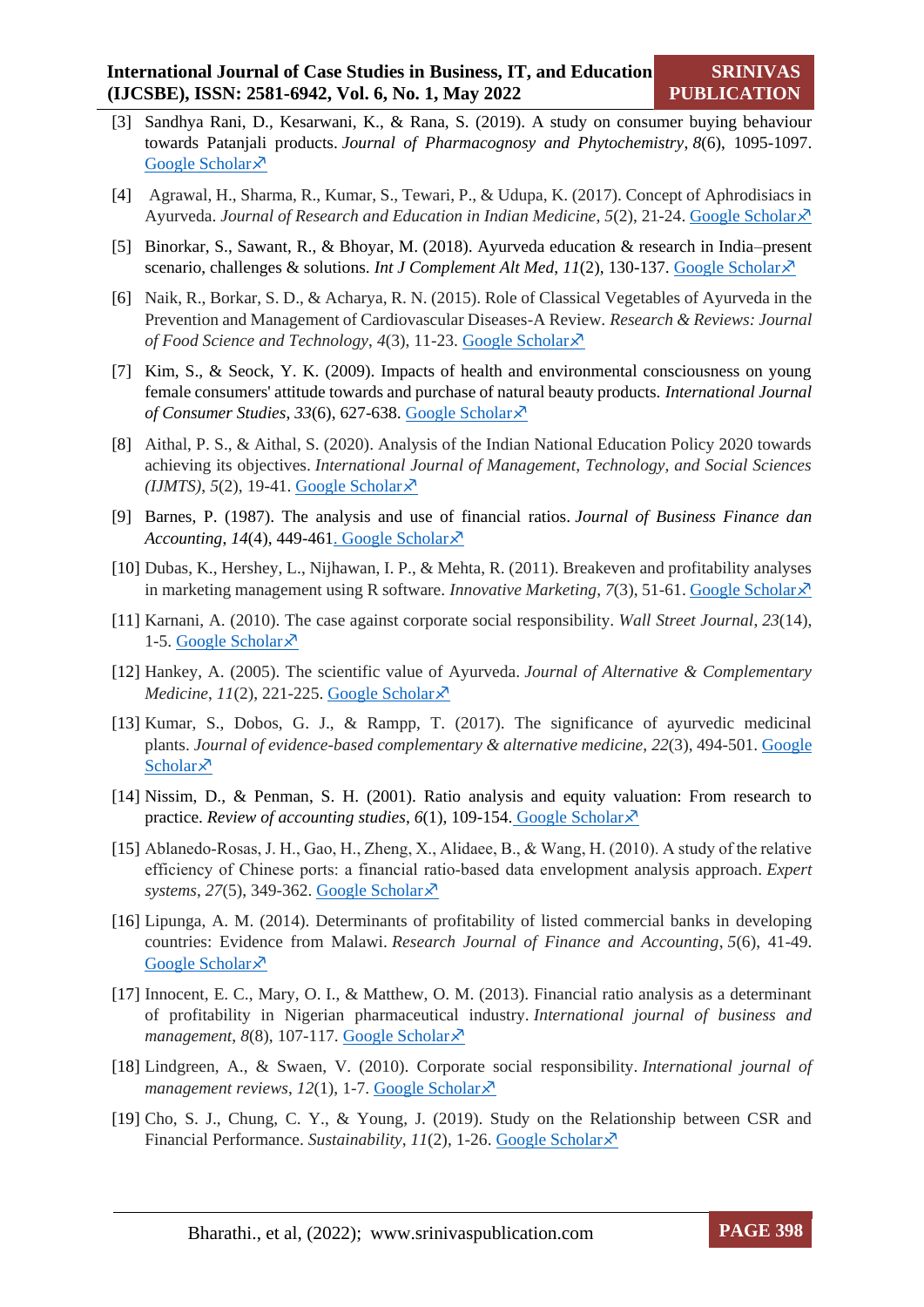[3] Sandhya Rani, D., Kesarwani, K., & Rana, S. (2019). A study on consumer buying behaviour towards Patanjali products. *Journal of Pharmacognosy and Phytochemistry*, *8*(6), 1095-1097. Google Scholar↗

[4] Agrawal, H., Sharma, R., Kumar, S., Tewari, P., & Udupa, K. (2017). Concept of Aphrodisiacs in Ayurveda. *Journal of Research and Education in Indian Medicine*, *5*(2), 21-24. Google Scholar↗

[5] Binorkar, S., Sawant, R., & Bhoyar, M. (2018). Ayurveda education & research in India–present scenario, challenges & solutions. *Int J Complement Alt Med*, *11*(2), 130-137. Google Scholar↗

[6] Naik, R., Borkar, S. D., & Acharya, R. N. (2015). Role of Classical Vegetables of Ayurveda in the Prevention and Management of Cardiovascular Diseases-A Review. *Research & Reviews: Journal of Food Science and Technology*, *4*(3), 11-23. Google Scholar↗

[7] Kim, S., & Seock, Y. K. (2009). Impacts of health and environmental consciousness on young female consumers' attitude towards and purchase of natural beauty products. *International Journal of Consumer Studies*, *33*(6), 627-638. Google Scholar↗

[8] Aithal, P. S., & Aithal, S. (2020). Analysis of the Indian National Education Policy 2020 towards achieving its objectives. *International Journal of Management, Technology, and Social Sciences (IJMTS)*, *5*(2), 19-41. Google Scholar↗

[9] Barnes, P. (1987). The analysis and use of financial ratios. *Journal of Business Finance dan Accounting*, *14*(4), 449-461. Google Scholar↗

[10] Dubas, K., Hershey, L., Nijhawan, I. P., & Mehta, R. (2011). Breakeven and profitability analyses in marketing management using R software. *Innovative Marketing*, *7*(3), 51-61. Google Scholar↗

[11] Karnani, A. (2010). The case against corporate social responsibility. *Wall Street Journal*, *23*(14), 1-5. Google Scholar↗

[12] Hankey, A. (2005). The scientific value of Ayurveda. *Journal of Alternative & Complementary Medicine*, *11*(2), 221-225. Google Scholar↗

[13] Kumar, S., Dobos, G. J., & Rampp, T. (2017). The significance of ayurvedic medicinal plants. *Journal of evidence-based complementary & alternative medicine*, *22*(3), 494-501. Google Scholar↗

[14] Nissim, D., & Penman, S. H. (2001). Ratio analysis and equity valuation: From research to practice. *Review of accounting studies*, *6*(1), 109-154. Google Scholar↗

[15] Ablanedo-Rosas, J. H., Gao, H., Zheng, X., Alidaee, B., & Wang, H. (2010). A study of the relative efficiency of Chinese ports: a financial ratio-based data envelopment analysis approach. *Expert systems*, *27*(5), 349-362. Google Scholar↗

[16] Lipunga, A. M. (2014). Determinants of profitability of listed commercial banks in developing countries: Evidence from Malawi. *Research Journal of Finance and Accounting*, *5*(6), 41-49. Google Scholar↗

[17] Innocent, E. C., Mary, O. I., & Matthew, O. M. (2013). Financial ratio analysis as a determinant of profitability in Nigerian pharmaceutical industry. *International journal of business and management*, *8*(8), 107-117. Google Scholar↗

[18] Lindgreen, A., & Swaen, V. (2010). Corporate social responsibility. *International journal of management reviews*, *12*(1), 1-7. Google Scholar↗

[19] Cho, S. J., Chung, C. Y., & Young, J. (2019). Study on the Relationship between CSR and Financial Performance. *Sustainability*, *11*(2), 1-26. Google Scholar↗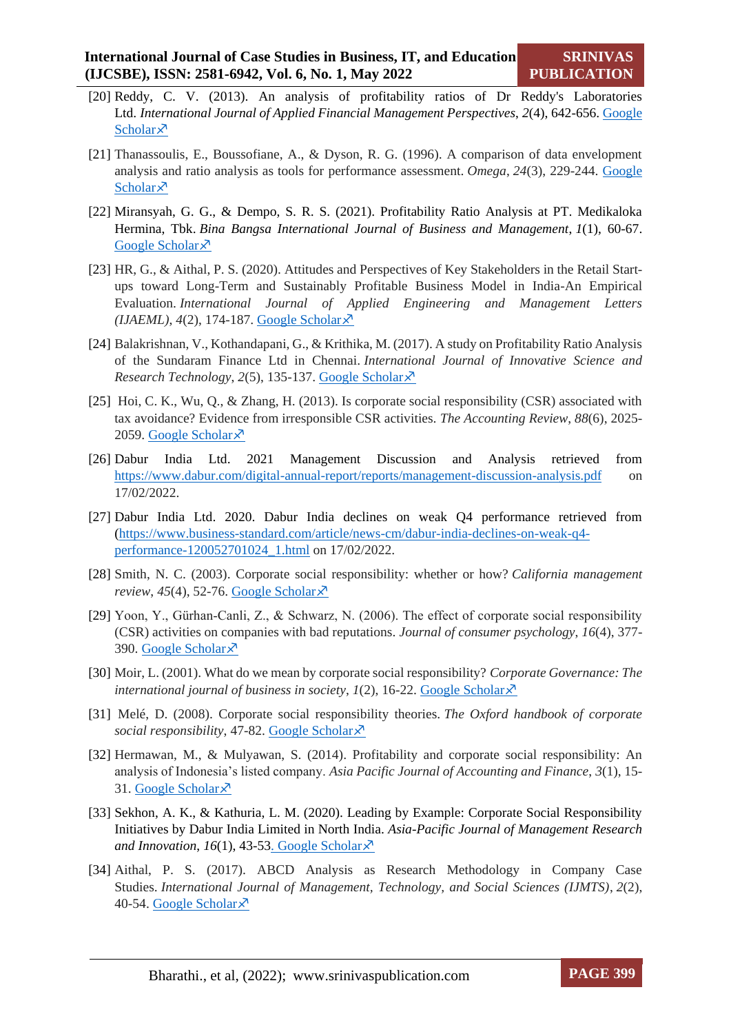[20] Reddy, C. V. (2013). An analysis of profitability ratios of Dr Reddy's Laboratories Ltd. *International Journal of Applied Financial Management Perspectives*, *2*(4), 642-656. Google Scholar↗

[21] Thanassoulis, E., Boussofiane, A., & Dyson, R. G. (1996). A comparison of data envelopment analysis and ratio analysis as tools for performance assessment. *Omega*, *24*(3), 229-244. Google Scholar↗

[22] Miransyah, G. G., & Dempo, S. R. S. (2021). Profitability Ratio Analysis at PT. Medikaloka Hermina, Tbk. *Bina Bangsa International Journal of Business and Management*, *1*(1), 60-67. Google Scholar↗

[23] HR, G., & Aithal, P. S. (2020). Attitudes and Perspectives of Key Stakeholders in the Retail Start-ups toward Long-Term and Sustainably Profitable Business Model in India-An Empirical Evaluation. *International Journal of Applied Engineering and Management Letters (IJAEML)*, *4*(2), 174-187. Google Scholar↗

[24] Balakrishnan, V., Kothandapani, G., & Krithika, M. (2017). A study on Profitability Ratio Analysis of the Sundaram Finance Ltd in Chennai. *International Journal of Innovative Science and Research Technology*, *2*(5), 135-137. Google Scholar↗

[25] Hoi, C. K., Wu, Q., & Zhang, H. (2013). Is corporate social responsibility (CSR) associated with tax avoidance? Evidence from irresponsible CSR activities. *The Accounting Review*, *88*(6), 2025-2059. Google Scholar↗

[26] Dabur India Ltd. 2021 Management Discussion and Analysis retrieved from https://www.dabur.com/digital-annual-report/reports/management-discussion-analysis.pdf on 17/02/2022.

[27] Dabur India Ltd. 2020. Dabur India declines on weak Q4 performance retrieved from (https://www.business-standard.com/article/news-cm/dabur-india-declines-on-weak-q4-performance-120052701024_1.html on 17/02/2022.

[28] Smith, N. C. (2003). Corporate social responsibility: whether or how? *California management review*, *45*(4), 52-76. Google Scholar↗

[29] Yoon, Y., Gürhan-Canli, Z., & Schwarz, N. (2006). The effect of corporate social responsibility (CSR) activities on companies with bad reputations. *Journal of consumer psychology*, *16*(4), 377-390. Google Scholar↗

[30] Moir, L. (2001). What do we mean by corporate social responsibility? *Corporate Governance: The international journal of business in society*, *1*(2), 16-22. Google Scholar↗

[31] Melé, D. (2008). Corporate social responsibility theories. *The Oxford handbook of corporate social responsibility*, 47-82. Google Scholar↗

[32] Hermawan, M., & Mulyawan, S. (2014). Profitability and corporate social responsibility: An analysis of Indonesia's listed company. *Asia Pacific Journal of Accounting and Finance*, *3*(1), 15-31. Google Scholar↗

[33] Sekhon, A. K., & Kathuria, L. M. (2020). Leading by Example: Corporate Social Responsibility Initiatives by Dabur India Limited in North India. *Asia-Pacific Journal of Management Research and Innovation*, *16*(1), 43-53. Google Scholar↗

[34] Aithal, P. S. (2017). ABCD Analysis as Research Methodology in Company Case Studies. *International Journal of Management, Technology, and Social Sciences (IJMTS)*, *2*(2), 40-54. Google Scholar↗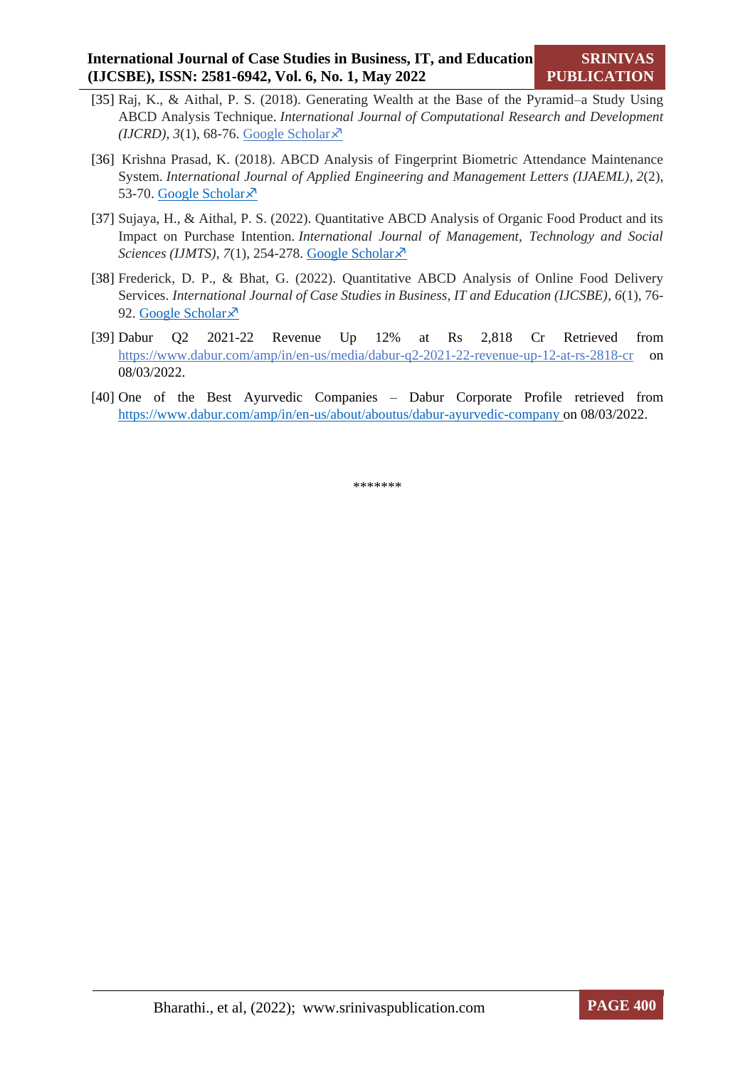[35] Raj, K., & Aithal, P. S. (2018). Generating Wealth at the Base of the Pyramid–a Study Using ABCD Analysis Technique. *International Journal of Computational Research and Development (IJCRD)*, *3*(1), 68-76. Google Scholar

[36] Krishna Prasad, K. (2018). ABCD Analysis of Fingerprint Biometric Attendance Maintenance System. *International Journal of Applied Engineering and Management Letters (IJAEML)*, *2*(2), 53-70. Google Scholar

[37] Sujaya, H., & Aithal, P. S. (2022). Quantitative ABCD Analysis of Organic Food Product and its Impact on Purchase Intention. *International Journal of Management, Technology and Social Sciences (IJMTS)*, *7*(1), 254-278. Google Scholar

[38] Frederick, D. P., & Bhat, G. (2022). Quantitative ABCD Analysis of Online Food Delivery Services. *International Journal of Case Studies in Business, IT and Education (IJCSBE)*, *6*(1), 76-92. Google Scholar

[39] Dabur Q2 2021-22 Revenue Up 12% at Rs 2,818 Cr Retrieved from https://www.dabur.com/amp/in/en-us/media/dabur-q2-2021-22-revenue-up-12-at-rs-2818-cr on 08/03/2022.

[40] One of the Best Ayurvedic Companies – Dabur Corporate Profile retrieved from https://www.dabur.com/amp/in/en-us/about/aboutus/dabur-ayurvedic-company on 08/03/2022.

*******